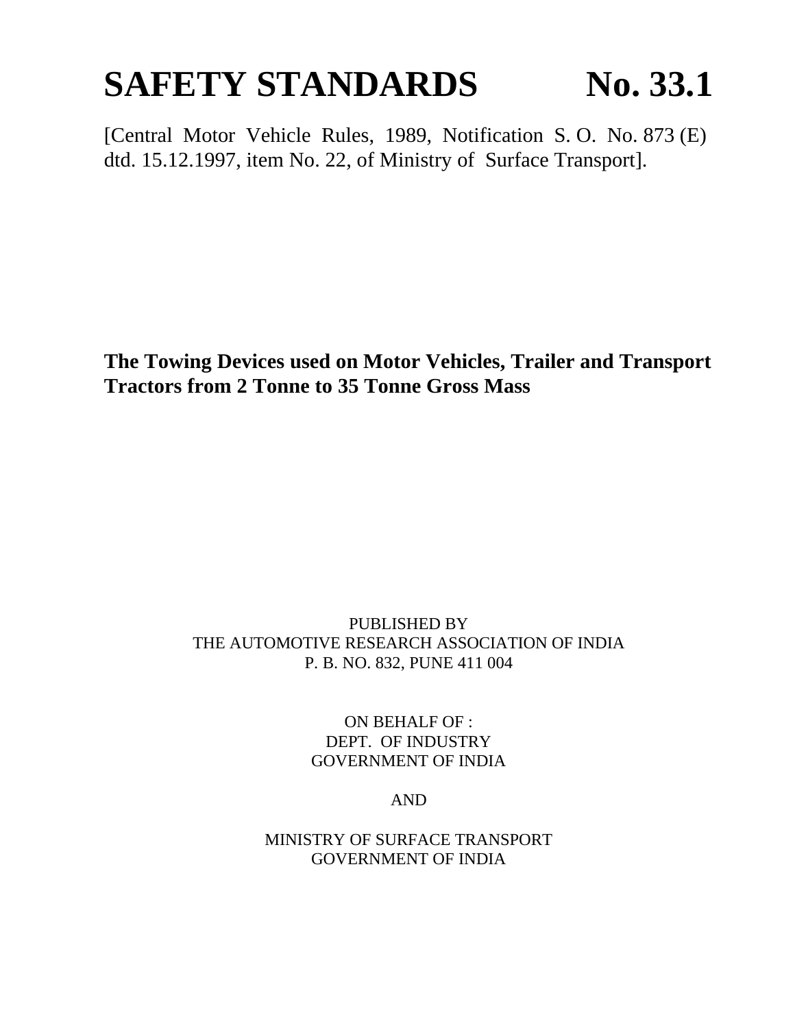# SAFETY STANDARDS No. 33.1

[Central Motor Vehicle Rules, 1989, Notification S. O. No. 873 (E) dtd. 15.12.1997, item No. 22, of Ministry of Surface Transport].

**The Towing Devices used on Motor Vehicles, Trailer and Transport Tractors from 2 Tonne to 35 Tonne Gross Mass**

PUBLISHED BY
THE AUTOMOTIVE RESEARCH ASSOCIATION OF INDIA
P. B. NO. 832, PUNE 411 004

ON BEHALF OF :
DEPT. OF INDUSTRY
GOVERNMENT OF INDIA

AND

MINISTRY OF SURFACE TRANSPORT
GOVERNMENT OF INDIA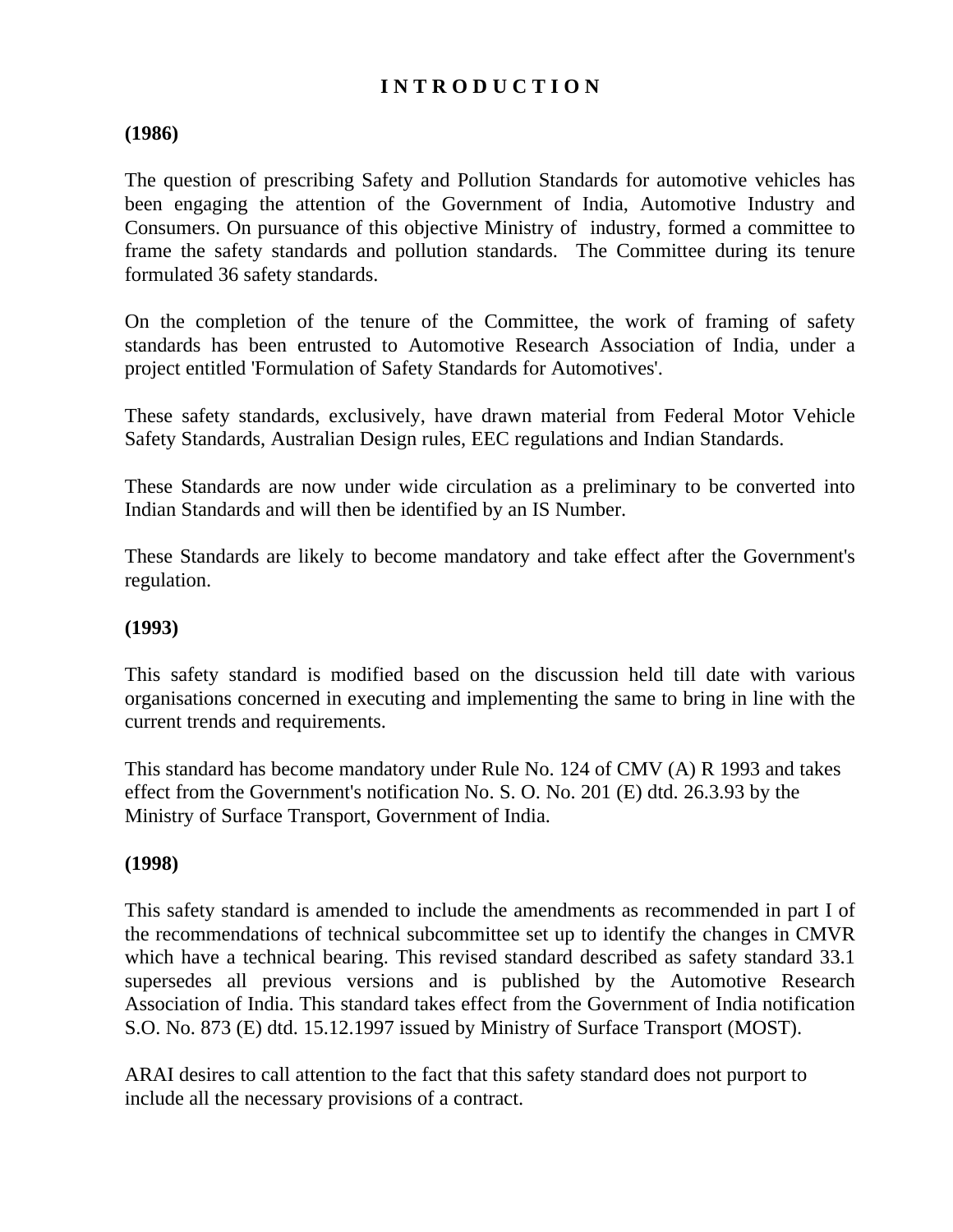# I N T R O D U C T I O N

**(1986)**

The question of prescribing Safety and Pollution Standards for automotive vehicles has been engaging the attention of the Government of India, Automotive Industry and Consumers. On pursuance of this objective Ministry of industry, formed a committee to frame the safety standards and pollution standards. The Committee during its tenure formulated 36 safety standards.

On the completion of the tenure of the Committee, the work of framing of safety standards has been entrusted to Automotive Research Association of India, under a project entitled 'Formulation of Safety Standards for Automotives'.

These safety standards, exclusively, have drawn material from Federal Motor Vehicle Safety Standards, Australian Design rules, EEC regulations and Indian Standards.

These Standards are now under wide circulation as a preliminary to be converted into Indian Standards and will then be identified by an IS Number.

These Standards are likely to become mandatory and take effect after the Government's regulation.

**(1993)**

This safety standard is modified based on the discussion held till date with various organisations concerned in executing and implementing the same to bring in line with the current trends and requirements.

This standard has become mandatory under Rule No. 124 of CMV (A) R 1993 and takes effect from the Government's notification No. S. O. No. 201 (E) dtd. 26.3.93 by the Ministry of Surface Transport, Government of India.

**(1998)**

This safety standard is amended to include the amendments as recommended in part I of the recommendations of technical subcommittee set up to identify the changes in CMVR which have a technical bearing. This revised standard described as safety standard 33.1 supersedes all previous versions and is published by the Automotive Research Association of India. This standard takes effect from the Government of India notification S.O. No. 873 (E) dtd. 15.12.1997 issued by Ministry of Surface Transport (MOST).

ARAI desires to call attention to the fact that this safety standard does not purport to include all the necessary provisions of a contract.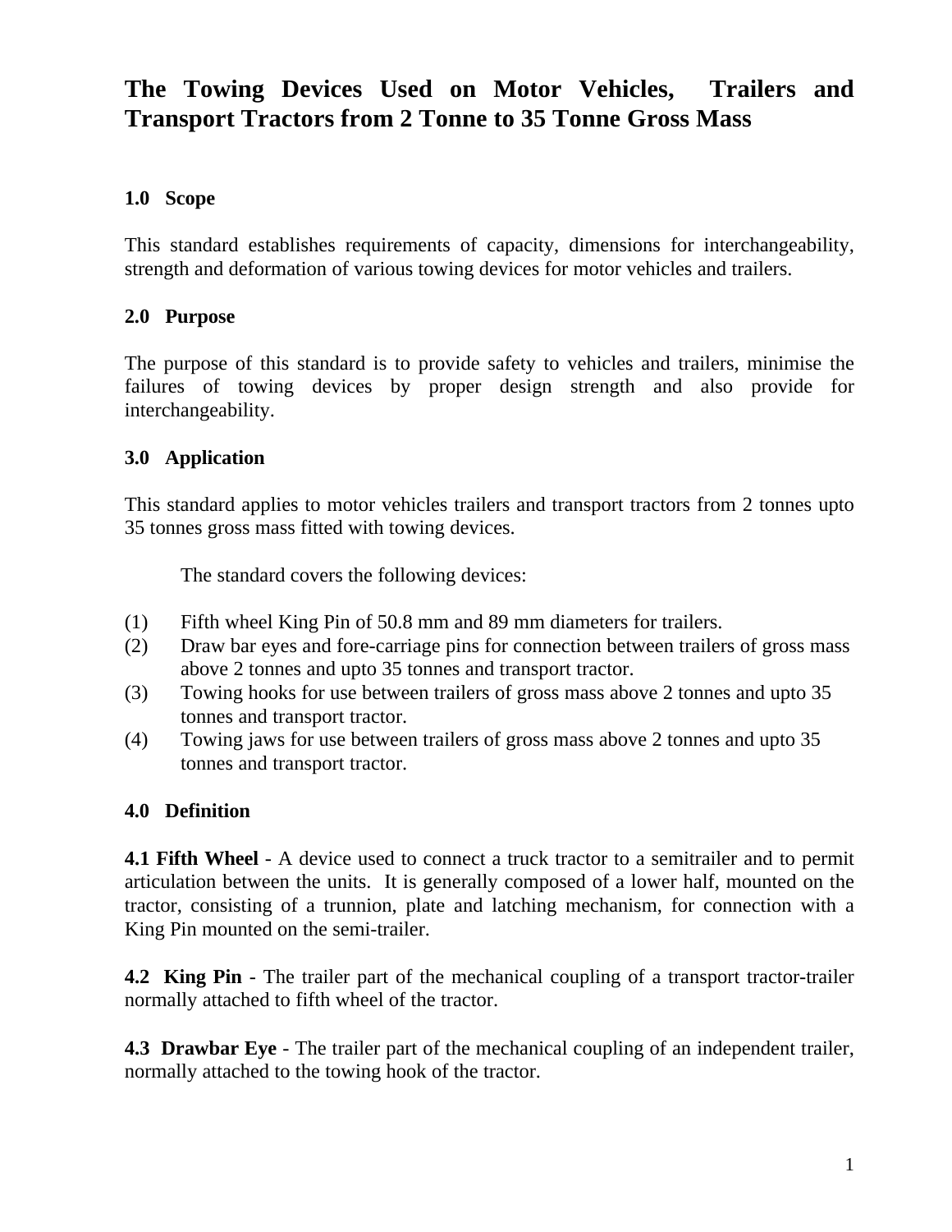# The Towing Devices Used on Motor Vehicles, Trailers and Transport Tractors from 2 Tonne to 35 Tonne Gross Mass

## 1.0 Scope

This standard establishes requirements of capacity, dimensions for interchangeability, strength and deformation of various towing devices for motor vehicles and trailers.

## 2.0 Purpose

The purpose of this standard is to provide safety to vehicles and trailers, minimise the failures of towing devices by proper design strength and also provide for interchangeability.

## 3.0 Application

This standard applies to motor vehicles trailers and transport tractors from 2 tonnes upto 35 tonnes gross mass fitted with towing devices.

The standard covers the following devices:

(1) Fifth wheel King Pin of 50.8 mm and 89 mm diameters for trailers.
(2) Draw bar eyes and fore-carriage pins for connection between trailers of gross mass above 2 tonnes and upto 35 tonnes and transport tractor.
(3) Towing hooks for use between trailers of gross mass above 2 tonnes and upto 35 tonnes and transport tractor.
(4) Towing jaws for use between trailers of gross mass above 2 tonnes and upto 35 tonnes and transport tractor.

## 4.0 Definition

**4.1 Fifth Wheel** - A device used to connect a truck tractor to a semitrailer and to permit articulation between the units. It is generally composed of a lower half, mounted on the tractor, consisting of a trunnion, plate and latching mechanism, for connection with a King Pin mounted on the semi-trailer.

**4.2 King Pin** - The trailer part of the mechanical coupling of a transport tractor-trailer normally attached to fifth wheel of the tractor.

**4.3 Drawbar Eye** - The trailer part of the mechanical coupling of an independent trailer, normally attached to the towing hook of the tractor.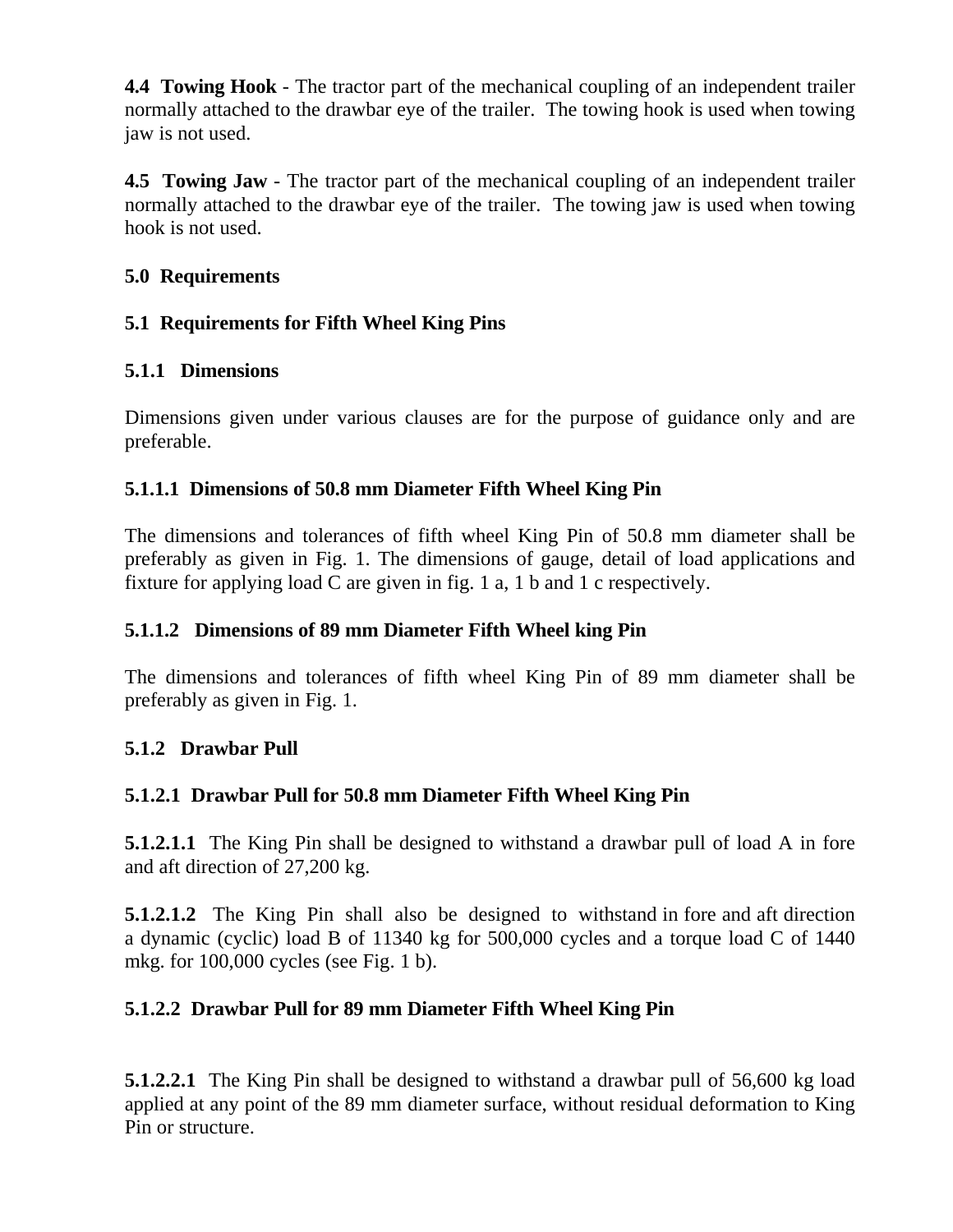**4.4 Towing Hook** - The tractor part of the mechanical coupling of an independent trailer normally attached to the drawbar eye of the trailer. The towing hook is used when towing jaw is not used.

**4.5 Towing Jaw** - The tractor part of the mechanical coupling of an independent trailer normally attached to the drawbar eye of the trailer. The towing jaw is used when towing hook is not used.

## 5.0 Requirements

### 5.1 Requirements for Fifth Wheel King Pins

#### 5.1.1 Dimensions

Dimensions given under various clauses are for the purpose of guidance only and are preferable.

#### 5.1.1.1 Dimensions of 50.8 mm Diameter Fifth Wheel King Pin

The dimensions and tolerances of fifth wheel King Pin of 50.8 mm diameter shall be preferably as given in Fig. 1. The dimensions of gauge, detail of load applications and fixture for applying load C are given in fig. 1 a, 1 b and 1 c respectively.

#### 5.1.1.2 Dimensions of 89 mm Diameter Fifth Wheel king Pin

The dimensions and tolerances of fifth wheel King Pin of 89 mm diameter shall be preferably as given in Fig. 1.

#### 5.1.2 Drawbar Pull

#### 5.1.2.1 Drawbar Pull for 50.8 mm Diameter Fifth Wheel King Pin

**5.1.2.1.1** The King Pin shall be designed to withstand a drawbar pull of load A in fore and aft direction of 27,200 kg.

**5.1.2.1.2** The King Pin shall also be designed to withstand in fore and aft direction a dynamic (cyclic) load B of 11340 kg for 500,000 cycles and a torque load C of 1440 mkg. for 100,000 cycles (see Fig. 1 b).

#### 5.1.2.2 Drawbar Pull for 89 mm Diameter Fifth Wheel King Pin

**5.1.2.2.1** The King Pin shall be designed to withstand a drawbar pull of 56,600 kg load applied at any point of the 89 mm diameter surface, without residual deformation to King Pin or structure.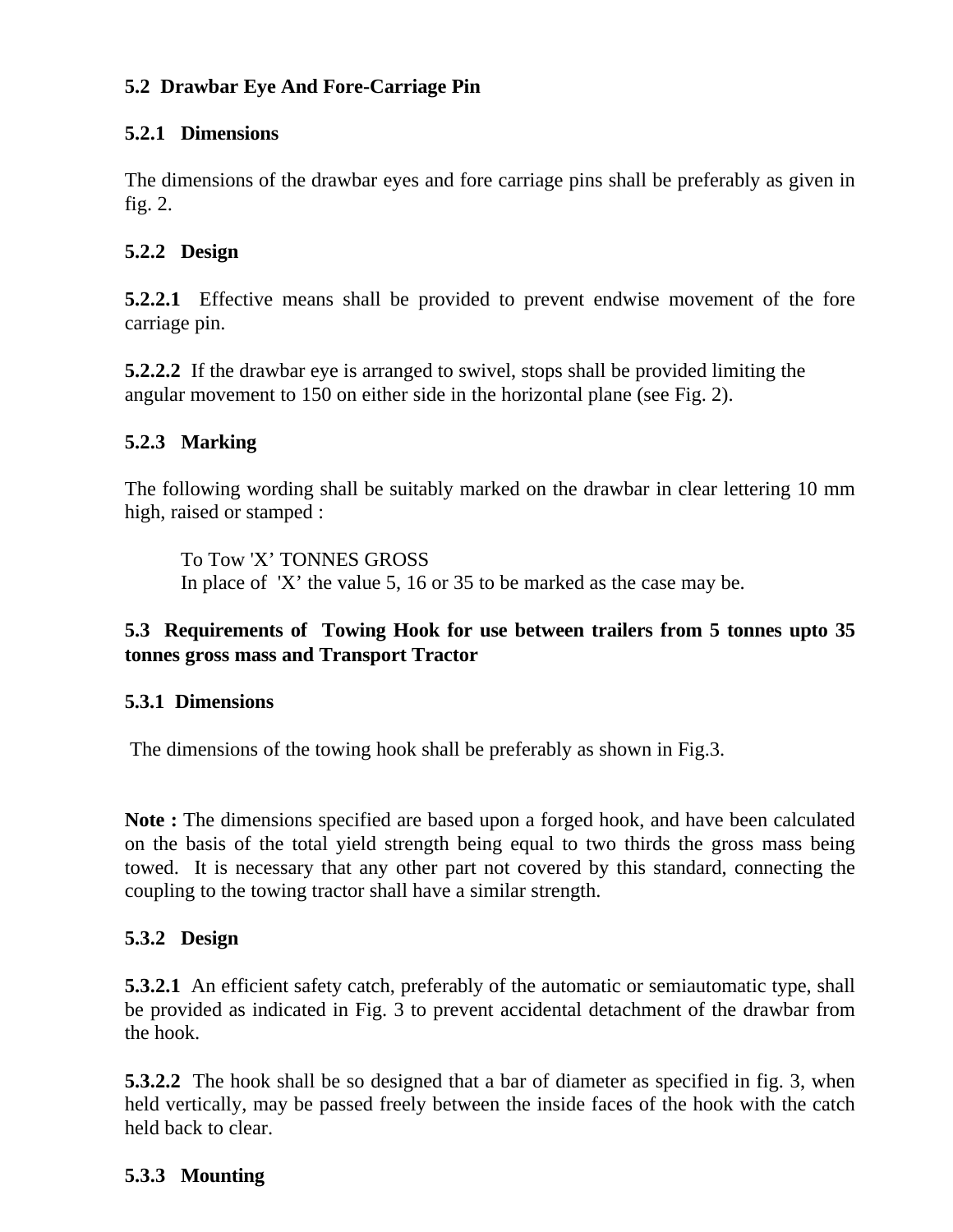### 5.2 Drawbar Eye And Fore-Carriage Pin

#### 5.2.1 Dimensions

The dimensions of the drawbar eyes and fore carriage pins shall be preferably as given in fig. 2.

#### 5.2.2 Design

**5.2.2.1** Effective means shall be provided to prevent endwise movement of the fore carriage pin.

**5.2.2.2** If the drawbar eye is arranged to swivel, stops shall be provided limiting the angular movement to 150 on either side in the horizontal plane (see Fig. 2).

#### 5.2.3 Marking

The following wording shall be suitably marked on the drawbar in clear lettering 10 mm high, raised or stamped :

> To Tow 'X' TONNES GROSS
> In place of 'X' the value 5, 16 or 35 to be marked as the case may be.

### 5.3 Requirements of Towing Hook for use between trailers from 5 tonnes upto 35 tonnes gross mass and Transport Tractor

#### 5.3.1 Dimensions

The dimensions of the towing hook shall be preferably as shown in Fig.3.

**Note :** The dimensions specified are based upon a forged hook, and have been calculated on the basis of the total yield strength being equal to two thirds the gross mass being towed. It is necessary that any other part not covered by this standard, connecting the coupling to the towing tractor shall have a similar strength.

#### 5.3.2 Design

**5.3.2.1** An efficient safety catch, preferably of the automatic or semiautomatic type, shall be provided as indicated in Fig. 3 to prevent accidental detachment of the drawbar from the hook.

**5.3.2.2** The hook shall be so designed that a bar of diameter as specified in fig. 3, when held vertically, may be passed freely between the inside faces of the hook with the catch held back to clear.

#### 5.3.3 Mounting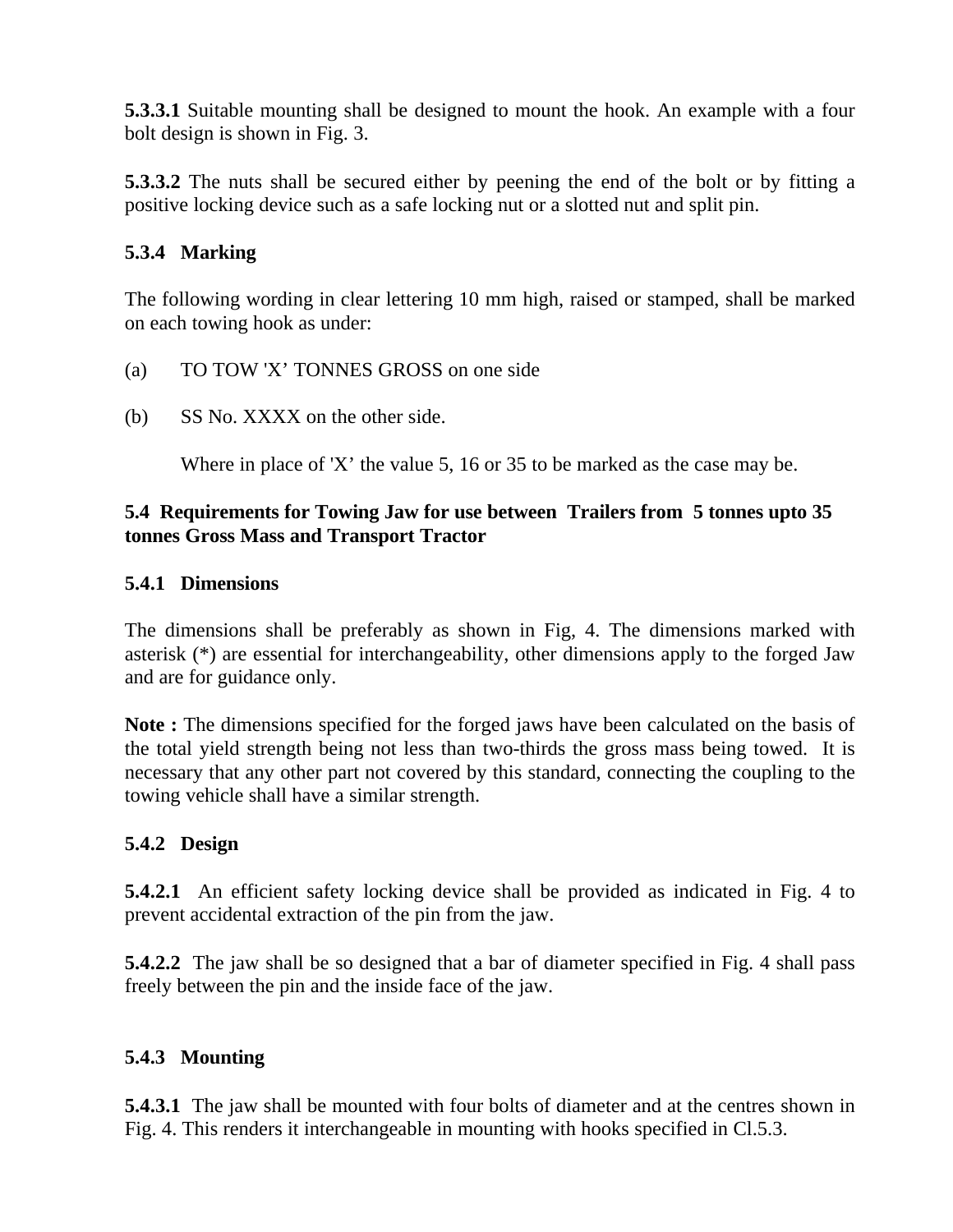**5.3.3.1** Suitable mounting shall be designed to mount the hook. An example with a four bolt design is shown in Fig. 3.

**5.3.3.2** The nuts shall be secured either by peening the end of the bolt or by fitting a positive locking device such as a safe locking nut or a slotted nut and split pin.

### 5.3.4 Marking

The following wording in clear lettering 10 mm high, raised or stamped, shall be marked on each towing hook as under:

(a) TO TOW 'X' TONNES GROSS on one side

(b) SS No. XXXX on the other side.

Where in place of 'X' the value 5, 16 or 35 to be marked as the case may be.

## 5.4 Requirements for Towing Jaw for use between Trailers from 5 tonnes upto 35 tonnes Gross Mass and Transport Tractor

### 5.4.1 Dimensions

The dimensions shall be preferably as shown in Fig, 4. The dimensions marked with asterisk (*) are essential for interchangeability, other dimensions apply to the forged Jaw and are for guidance only.

**Note :** The dimensions specified for the forged jaws have been calculated on the basis of the total yield strength being not less than two-thirds the gross mass being towed. It is necessary that any other part not covered by this standard, connecting the coupling to the towing vehicle shall have a similar strength.

### 5.4.2 Design

**5.4.2.1** An efficient safety locking device shall be provided as indicated in Fig. 4 to prevent accidental extraction of the pin from the jaw.

**5.4.2.2** The jaw shall be so designed that a bar of diameter specified in Fig. 4 shall pass freely between the pin and the inside face of the jaw.

### 5.4.3 Mounting

**5.4.3.1** The jaw shall be mounted with four bolts of diameter and at the centres shown in Fig. 4. This renders it interchangeable in mounting with hooks specified in Cl.5.3.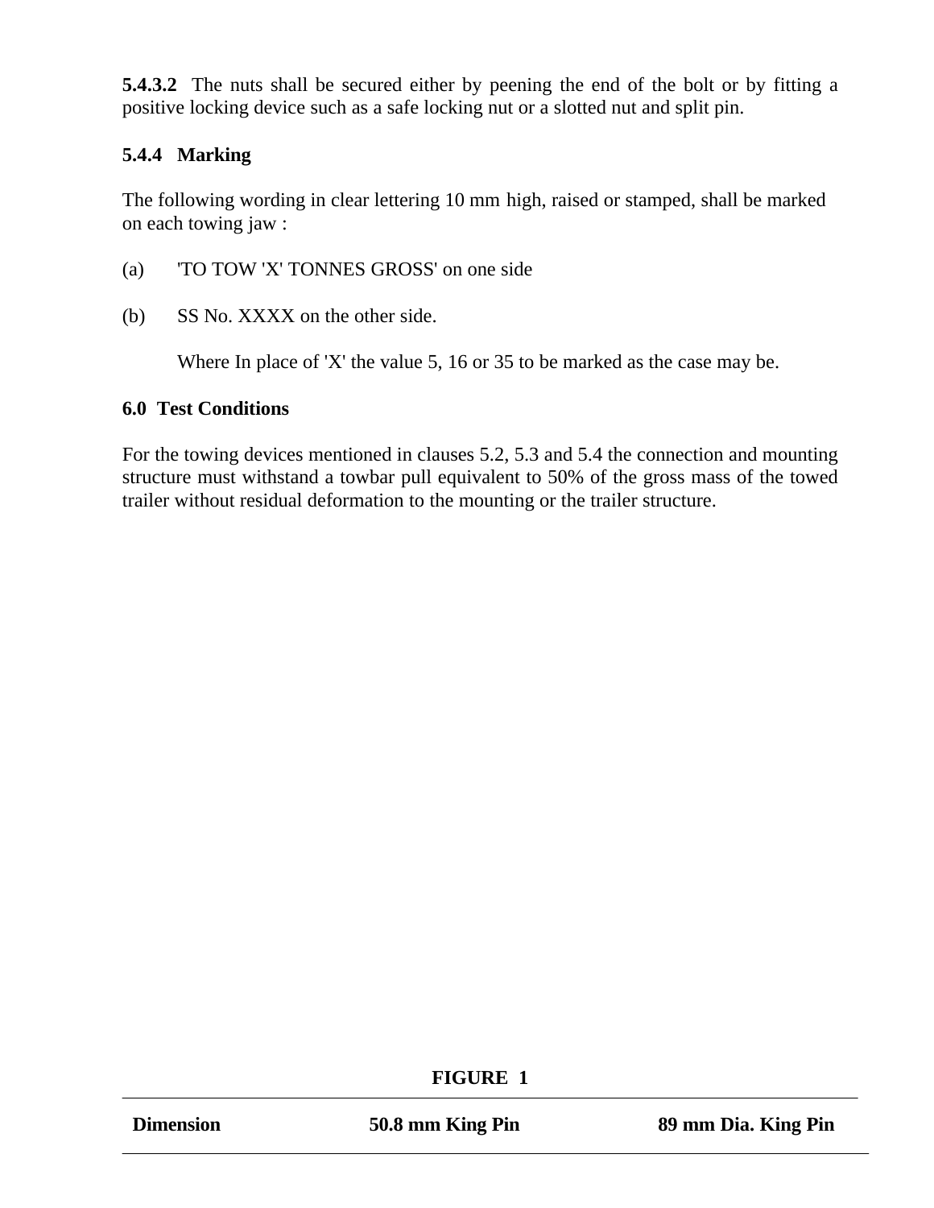**5.4.3.2** The nuts shall be secured either by peening the end of the bolt or by fitting a positive locking device such as a safe locking nut or a slotted nut and split pin.

### 5.4.4 Marking

The following wording in clear lettering 10 mm high, raised or stamped, shall be marked on each towing jaw :

(a) 'TO TOW 'X' TONNES GROSS' on one side

(b) SS No. XXXX on the other side.

Where In place of 'X' the value 5, 16 or 35 to be marked as the case may be.

## 6.0 Test Conditions

For the towing devices mentioned in clauses 5.2, 5.3 and 5.4 the connection and mounting structure must withstand a towbar pull equivalent to 50% of the gross mass of the towed trailer without residual deformation to the mounting or the trailer structure.

**FIGURE 1**

| Dimension | 50.8 mm King Pin | 89 mm Dia. King Pin |
|---|---|---|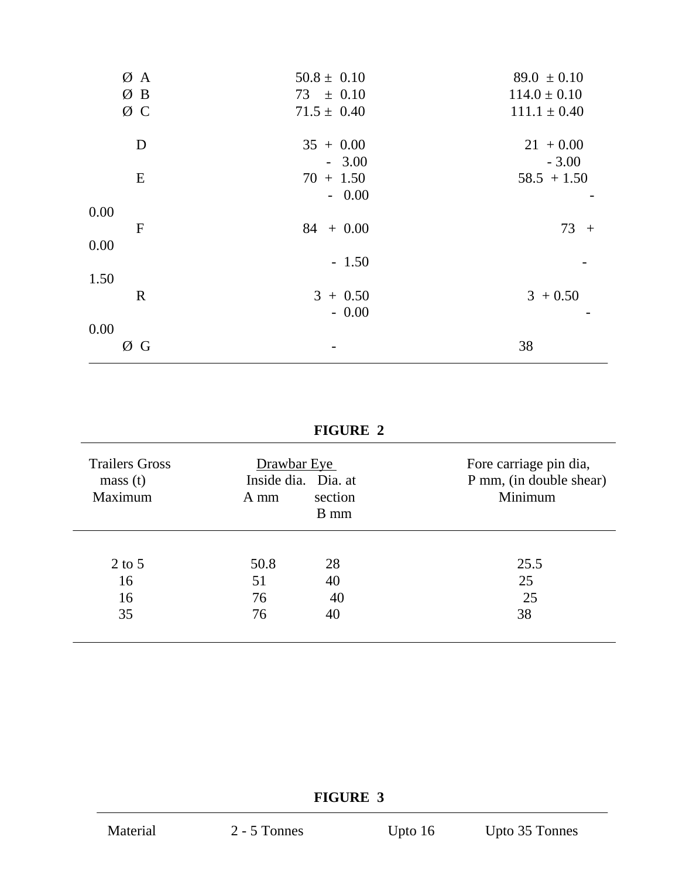| | | |
|---|---|---|
| Ø A | 50.8 ± 0.10 | 89.0 ± 0.10 |
| Ø B | 73 ± 0.10 | 114.0 ± 0.10 |
| Ø C | 71.5 ± 0.40 | 111.1 ± 0.40 |
| D | 35 + 0.00 - 3.00 | 21 + 0.00 - 3.00 |
| E | 70 + 1.50 - 0.00 | 58.5 + 1.50 - 0.00 |
| F | 84 + 0.00 - 1.50 | 73 + 0.00 - 1.50 |
| R | 3 + 0.50 - 0.00 | 3 + 0.50 - 0.00 |
| Ø G | - | 38 |

**FIGURE 2**

| Trailers Gross mass (t) Maximum | Drawbar Eye Inside dia. A mm | Drawbar Eye Dia. at section B mm | Fore carriage pin dia, P mm, (in double shear) Minimum |
|---|---|---|---|
| 2 to 5 | 50.8 | 28 | 25.5 |
| 16 | 51 | 40 | 25 |
| 16 | 76 | 40 | 25 |
| 35 | 76 | 40 | 38 |

**FIGURE 3**

| Material | 2 - 5 Tonnes | Upto 16 | Upto 35 Tonnes |
|---|---|---|---|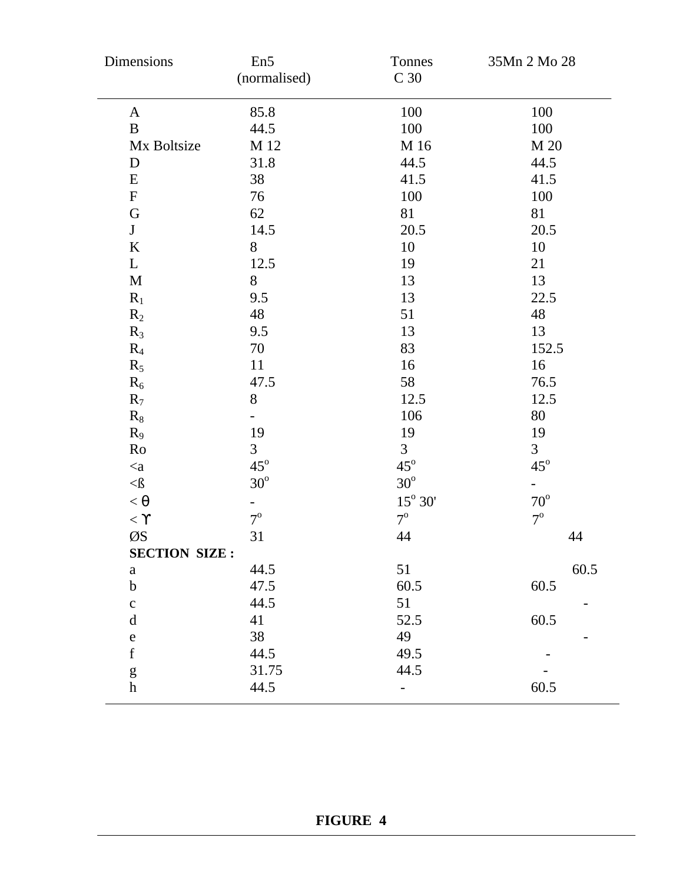| Dimensions | En5 (normalised) | Tonnes C 30 | 35Mn 2 Mo 28 |
|---|---|---|---|
| A | 85.8 | 100 | 100 |
| B | 44.5 | 100 | 100 |
| Mx Boltsize | M 12 | M 16 | M 20 |
| D | 31.8 | 44.5 | 44.5 |
| E | 38 | 41.5 | 41.5 |
| F | 76 | 100 | 100 |
| G | 62 | 81 | 81 |
| J | 14.5 | 20.5 | 20.5 |
| K | 8 | 10 | 10 |
| L | 12.5 | 19 | 21 |
| M | 8 | 13 | 13 |
| $R_1$ | 9.5 | 13 | 22.5 |
| $R_2$ | 48 | 51 | 48 |
| $R_3$ | 9.5 | 13 | 13 |
| $R_4$ | 70 | 83 | 152.5 |
| $R_5$ | 11 | 16 | 16 |
| $R_6$ | 47.5 | 58 | 76.5 |
| $R_7$ | 8 | 12.5 | 12.5 |
| $R_8$ | - | 106 | 80 |
| $R_9$ | 19 | 19 | 19 |
| Ro | 3 | 3 | 3 |
| <a | $45^o$ | $45^o$ | $45^o$ |
| <ß | $30^o$ | $30^o$ | - |
| < θ | - | $15^o$ 30' | $70^o$ |
| < ϒ | $7^o$ | $7^o$ | $7^o$ |
| ØS | 31 | 44 | 44 |
| **SECTION SIZE :** | | | |
| a | 44.5 | 51 | 60.5 |
| b | 47.5 | 60.5 | 60.5 |
| c | 44.5 | 51 | - |
| d | 41 | 52.5 | 60.5 |
| e | 38 | 49 | - |
| f | 44.5 | 49.5 | - |
| g | 31.75 | 44.5 | - |
| h | 44.5 | - | 60.5 |

**FIGURE 4**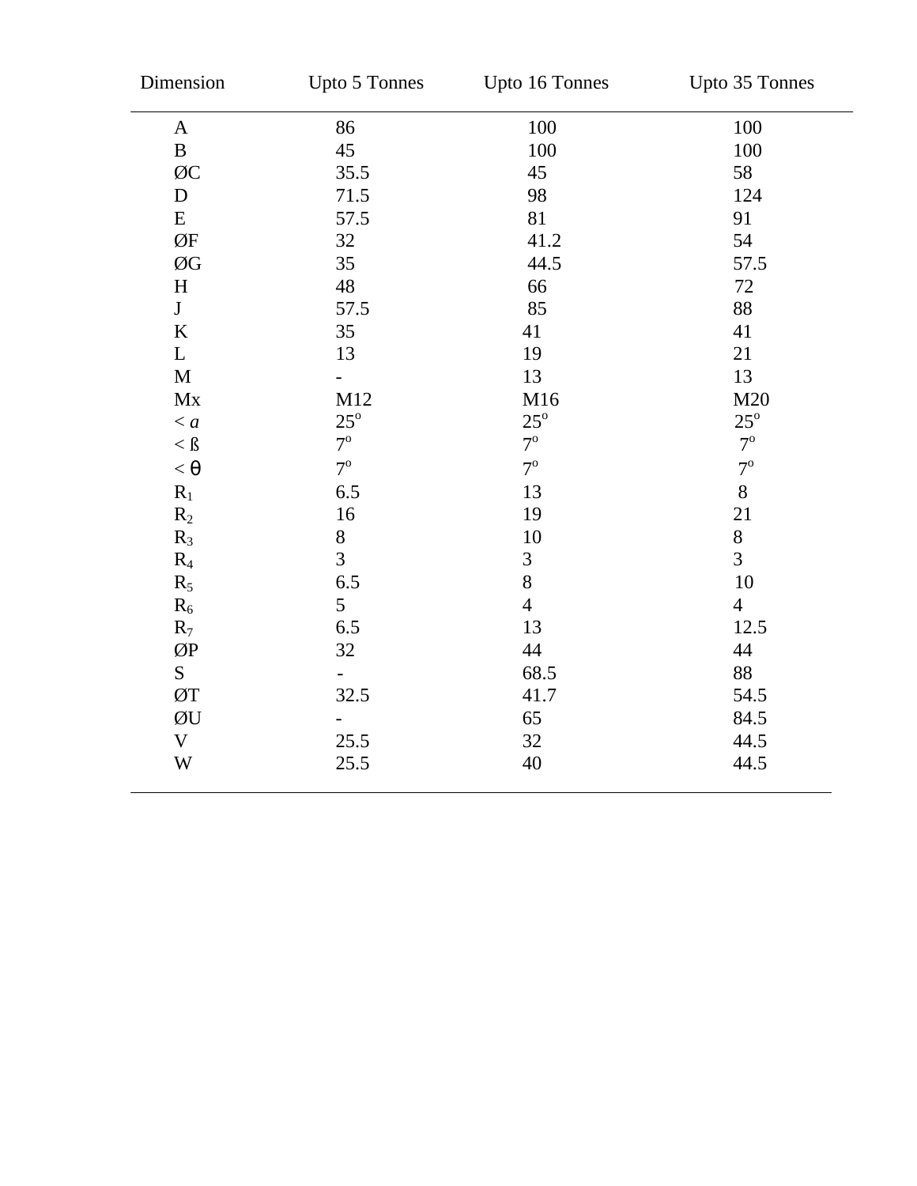| Dimension | Upto 5 Tonnes | Upto 16 Tonnes | Upto 35 Tonnes |
|---|---|---|---|
| A | 86 | 100 | 100 |
| B | 45 | 100 | 100 |
| ØC | 35.5 | 45 | 58 |
| D | 71.5 | 98 | 124 |
| E | 57.5 | 81 | 91 |
| ØF | 32 | 41.2 | 54 |
| ØG | 35 | 44.5 | 57.5 |
| H | 48 | 66 | 72 |
| J | 57.5 | 85 | 88 |
| K | 35 | 41 | 41 |
| L | 13 | 19 | 21 |
| M | - | 13 | 13 |
| Mx | M12 | M16 | M20 |
| < *a* | $25^o$ | $25^o$ | $25^o$ |
| < ß | $7^o$ | $7^o$ | $7^o$ |
| < θ | $7^o$ | $7^o$ | $7^o$ |
| $R_1$ | 6.5 | 13 | 8 |
| $R_2$ | 16 | 19 | 21 |
| $R_3$ | 8 | 10 | 8 |
| $R_4$ | 3 | 3 | 3 |
| $R_5$ | 6.5 | 8 | 10 |
| $R_6$ | 5 | 4 | 4 |
| $R_7$ | 6.5 | 13 | 12.5 |
| ØP | 32 | 44 | 44 |
| S | - | 68.5 | 88 |
| ØT | 32.5 | 41.7 | 54.5 |
| ØU | - | 65 | 84.5 |
| V | 25.5 | 32 | 44.5 |
| W | 25.5 | 40 | 44.5 |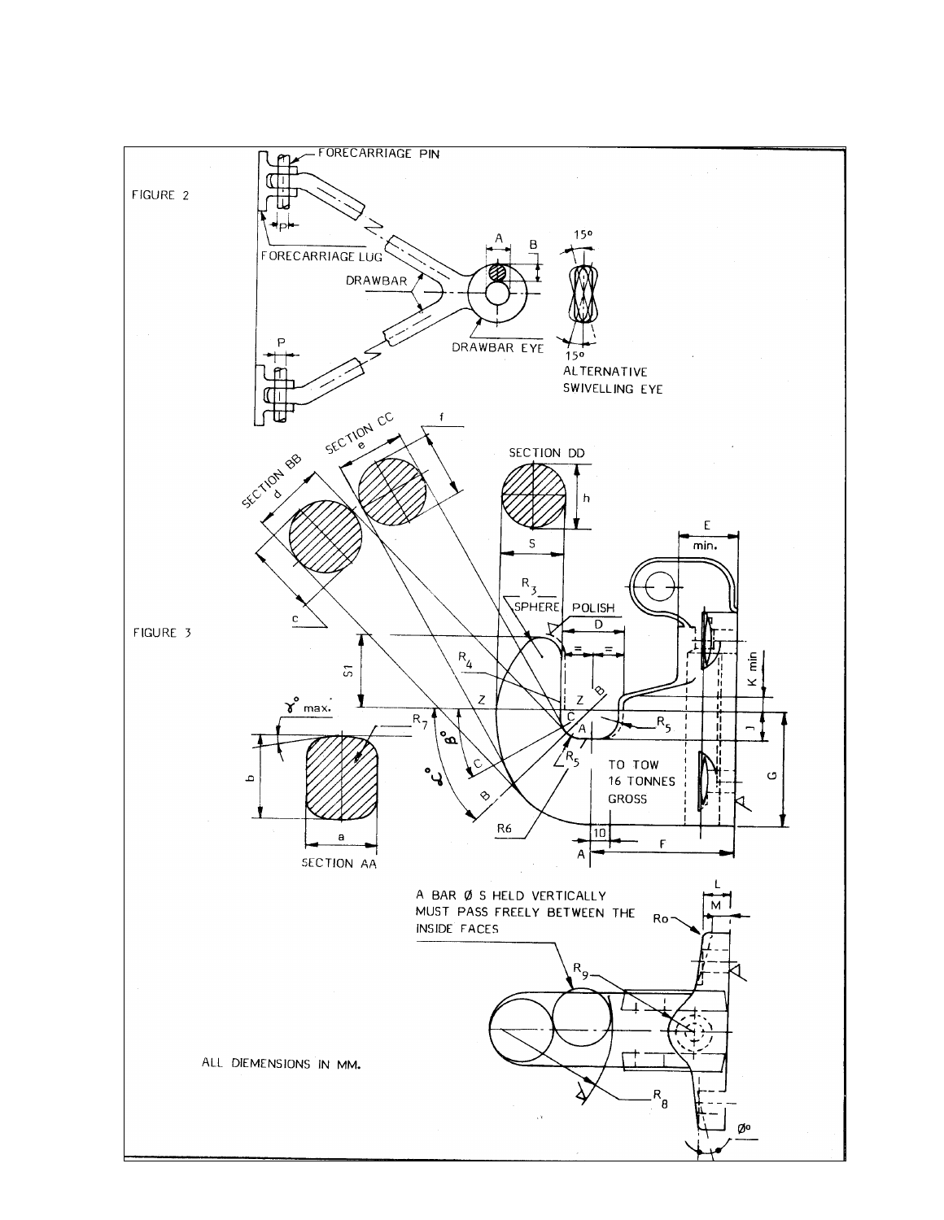FIGURE 2

FORECARRIAGE PIN

P

FORECARRIAGE LUG

DRAWBAR

A

B

DRAWBAR EYE

15°

15°

ALTERNATIVE SWIVELLING EYE

P

FIGURE 3

SECTION BB

SECTION CC

SECTION DD

d

e

f

c

h

S

E

min.

$R_3$

SPHERE

POLISH

D

= =

S1

$R_4$

K min

Z

Z

$\gamma°$ max.

$R_7$

$\beta°$

C

A

$R_5$

J

$\alpha°$

C

$R_5$

G

b

B

TO TOW 16 TONNES GROSS

B

a

R6

10

SECTION AA

A

F

A BAR Ø S HELD VERTICALLY MUST PASS FREELY BETWEEN THE INSIDE FACES

L

M

Ro

$R_9$

$R_8$

Ø°

ALL DIEMENSIONS IN MM.